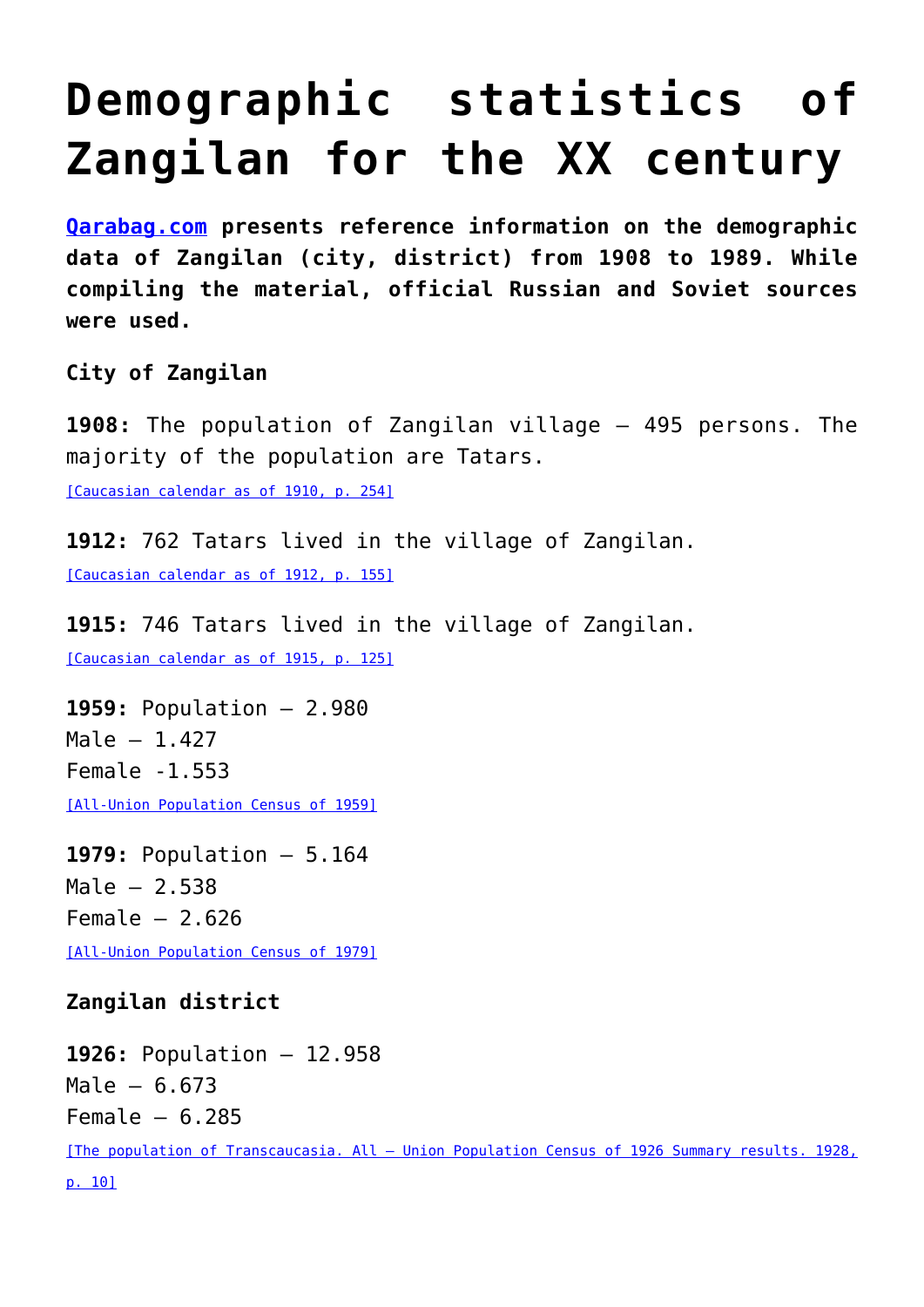# Demographic statistics of Zangilan for the XX century

**[Qarabag.com](Qarabag.com) presents reference information on the demographic data of Zangilan (city, district) from 1908 to 1989. While compiling the material, official Russian and Soviet sources were used.**

**City of Zangilan**

**1908:** The population of Zangilan village – 495 persons. The majority of the population are Tatars.

[Caucasian calendar as of 1910, p. 254]

**1912:** 762 Tatars lived in the village of Zangilan.

[Caucasian calendar as of 1912, p. 155]

**1915:** 746 Tatars lived in the village of Zangilan.

[Caucasian calendar as of 1915, p. 125]

**1959:** Population – 2.980
Male – 1.427
Female -1.553

[All-Union Population Census of 1959]

**1979:** Population – 5.164
Male – 2.538
Female – 2.626

[All-Union Population Census of 1979]

**Zangilan district**

**1926:** Population – 12.958
Male – 6.673
Female – 6.285

[The population of Transcaucasia. All – Union Population Census of 1926 Summary results. 1928, p. 10]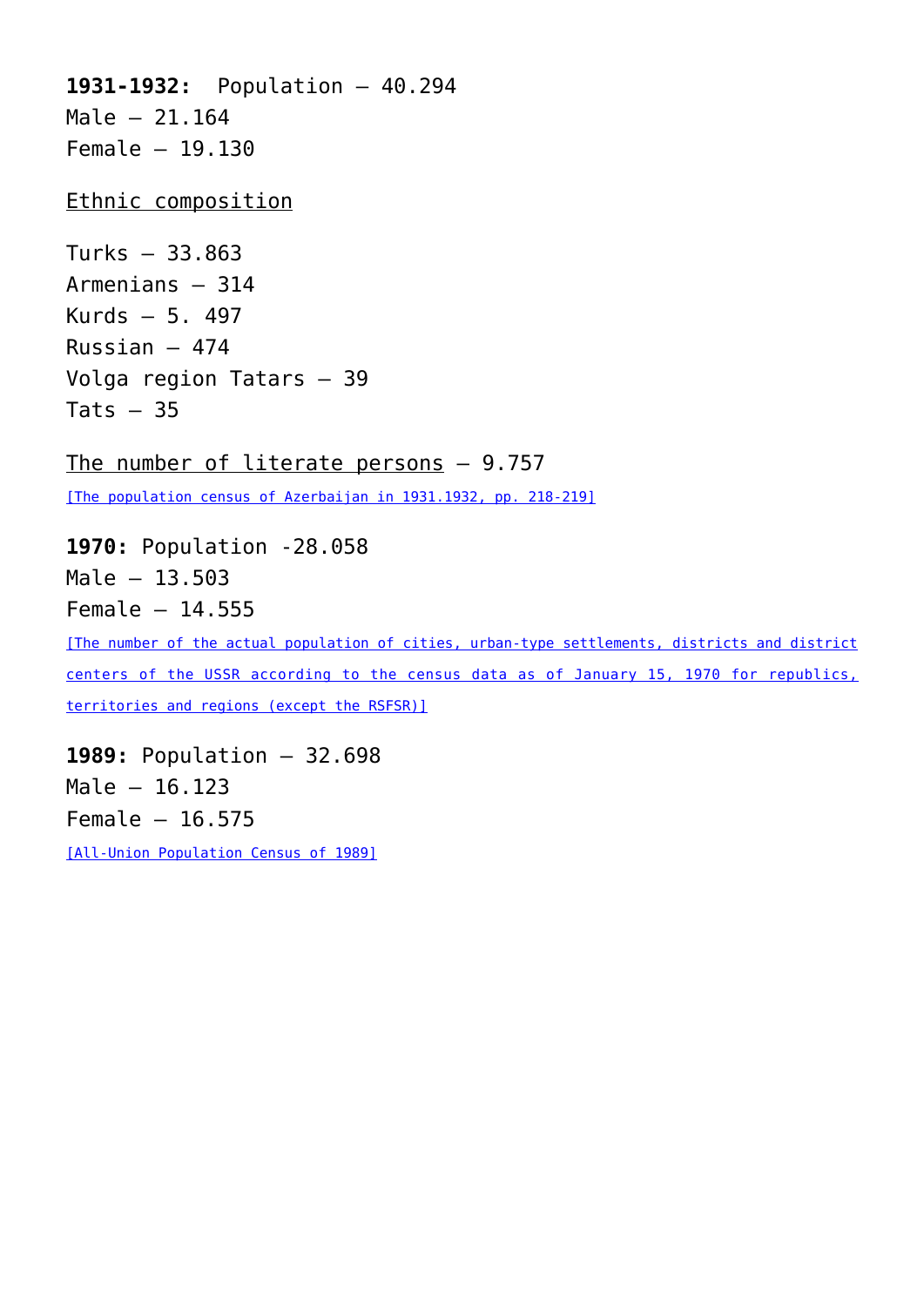**1931-1932:** Population – 40.294
Male – 21.164
Female – 19.130

Ethnic composition

Turks – 33.863
Armenians – 314
Kurds – 5. 497
Russian – 474
Volga region Tatars – 39
Tats – 35

The number of literate persons – 9.757

[The population census of Azerbaijan in 1931.1932, pp. 218-219]

**1970:** Population -28.058
Male – 13.503
Female – 14.555

[The number of the actual population of cities, urban-type settlements, districts and district centers of the USSR according to the census data as of January 15, 1970 for republics, territories and regions (except the RSFSR)]

**1989:** Population – 32.698
Male – 16.123
Female – 16.575

[All-Union Population Census of 1989]